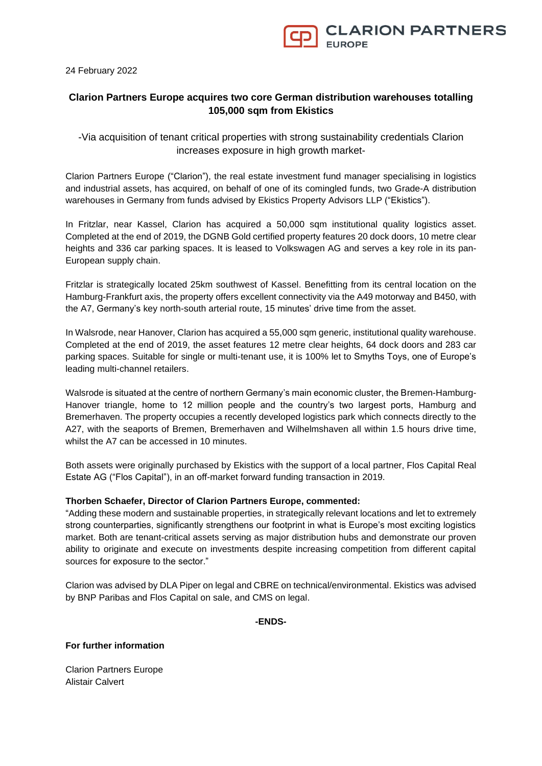24 February 2022

# Clarion Partners Europe acquires two core German distribution warehouses totalling 105,000 sqm from Ekistics

-Via acquisition of tenant critical properties with strong sustainability credentials Clarion increases exposure in high growth market-

Clarion Partners Europe ("Clarion"), the real estate investment fund manager specialising in logistics and industrial assets, has acquired, on behalf of one of its comingled funds, two Grade-A distribution warehouses in Germany from funds advised by Ekistics Property Advisors LLP ("Ekistics").

In Fritzlar, near Kassel, Clarion has acquired a 50,000 sqm institutional quality logistics asset. Completed at the end of 2019, the DGNB Gold certified property features 20 dock doors, 10 metre clear heights and 336 car parking spaces. It is leased to Volkswagen AG and serves a key role in its pan-European supply chain.

Fritzlar is strategically located 25km southwest of Kassel. Benefitting from its central location on the Hamburg-Frankfurt axis, the property offers excellent connectivity via the A49 motorway and B450, with the A7, Germany's key north-south arterial route, 15 minutes' drive time from the asset.

In Walsrode, near Hanover, Clarion has acquired a 55,000 sqm generic, institutional quality warehouse. Completed at the end of 2019, the asset features 12 metre clear heights, 64 dock doors and 283 car parking spaces. Suitable for single or multi-tenant use, it is 100% let to Smyths Toys, one of Europe's leading multi-channel retailers.

Walsrode is situated at the centre of northern Germany's main economic cluster, the Bremen-Hamburg-Hanover triangle, home to 12 million people and the country's two largest ports, Hamburg and Bremerhaven. The property occupies a recently developed logistics park which connects directly to the A27, with the seaports of Bremen, Bremerhaven and Wilhelmshaven all within 1.5 hours drive time, whilst the A7 can be accessed in 10 minutes.

Both assets were originally purchased by Ekistics with the support of a local partner, Flos Capital Real Estate AG ("Flos Capital"), in an off-market forward funding transaction in 2019.

**Thorben Schaefer, Director of Clarion Partners Europe, commented:**

"Adding these modern and sustainable properties, in strategically relevant locations and let to extremely strong counterparties, significantly strengthens our footprint in what is Europe's most exciting logistics market. Both are tenant-critical assets serving as major distribution hubs and demonstrate our proven ability to originate and execute on investments despite increasing competition from different capital sources for exposure to the sector."

Clarion was advised by DLA Piper on legal and CBRE on technical/environmental. Ekistics was advised by BNP Paribas and Flos Capital on sale, and CMS on legal.

**-ENDS-**

**For further information**

Clarion Partners Europe
Alistair Calvert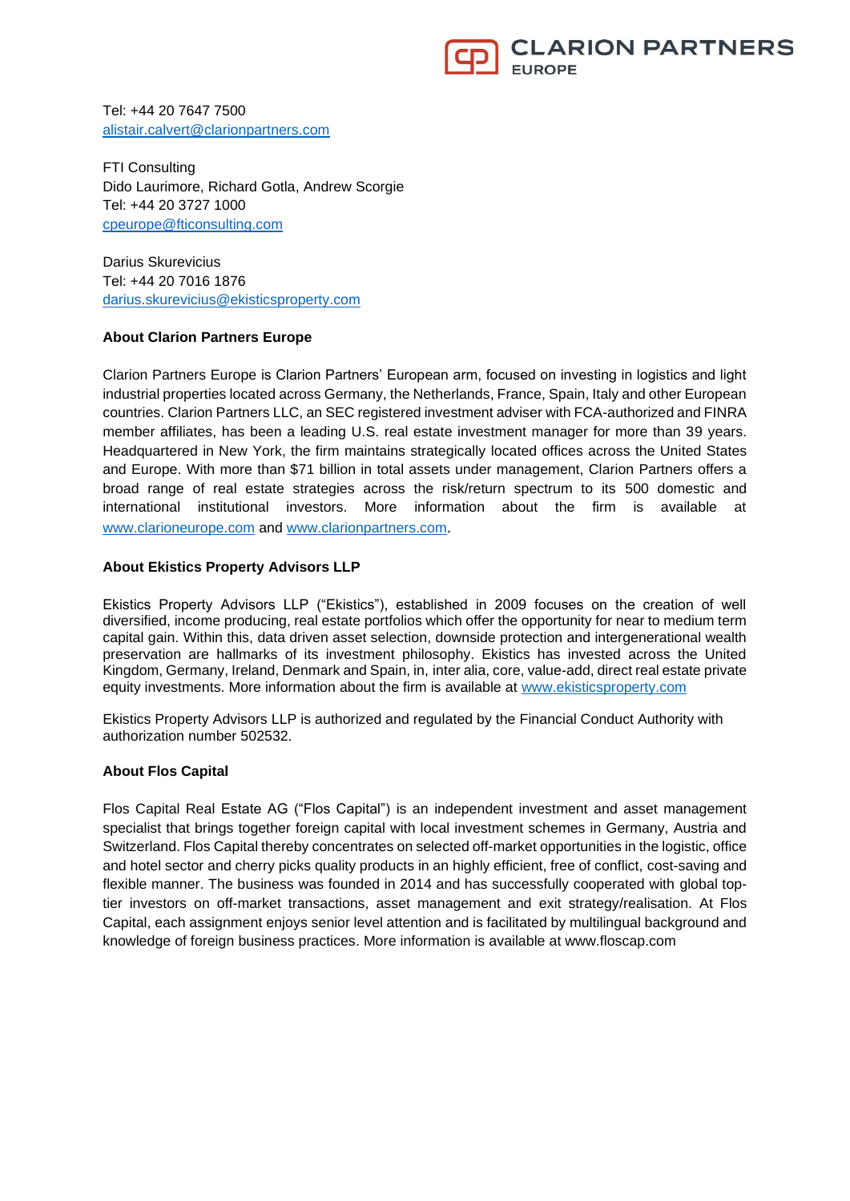Tel: +44 20 7647 7500
alistair.calvert@clarionpartners.com

FTI Consulting
Dido Laurimore, Richard Gotla, Andrew Scorgie
Tel: +44 20 3727 1000
cpeurope@fticonsulting.com

Darius Skurevicius
Tel: +44 20 7016 1876
darius.skurevicius@ekisticsproperty.com

**About Clarion Partners Europe**

Clarion Partners Europe is Clarion Partners' European arm, focused on investing in logistics and light industrial properties located across Germany, the Netherlands, France, Spain, Italy and other European countries. Clarion Partners LLC, an SEC registered investment adviser with FCA-authorized and FINRA member affiliates, has been a leading U.S. real estate investment manager for more than 39 years. Headquartered in New York, the firm maintains strategically located offices across the United States and Europe. With more than $71 billion in total assets under management, Clarion Partners offers a broad range of real estate strategies across the risk/return spectrum to its 500 domestic and international institutional investors. More information about the firm is available at www.clarioneurope.com and www.clarionpartners.com.

**About Ekistics Property Advisors LLP**

Ekistics Property Advisors LLP ("Ekistics"), established in 2009 focuses on the creation of well diversified, income producing, real estate portfolios which offer the opportunity for near to medium term capital gain. Within this, data driven asset selection, downside protection and intergenerational wealth preservation are hallmarks of its investment philosophy. Ekistics has invested across the United Kingdom, Germany, Ireland, Denmark and Spain, in, inter alia, core, value-add, direct real estate private equity investments. More information about the firm is available at www.ekisticsproperty.com

Ekistics Property Advisors LLP is authorized and regulated by the Financial Conduct Authority with authorization number 502532.

**About Flos Capital**

Flos Capital Real Estate AG ("Flos Capital") is an independent investment and asset management specialist that brings together foreign capital with local investment schemes in Germany, Austria and Switzerland. Flos Capital thereby concentrates on selected off-market opportunities in the logistic, office and hotel sector and cherry picks quality products in an highly efficient, free of conflict, cost-saving and flexible manner. The business was founded in 2014 and has successfully cooperated with global top-tier investors on off-market transactions, asset management and exit strategy/realisation. At Flos Capital, each assignment enjoys senior level attention and is facilitated by multilingual background and knowledge of foreign business practices. More information is available at www.floscap.com